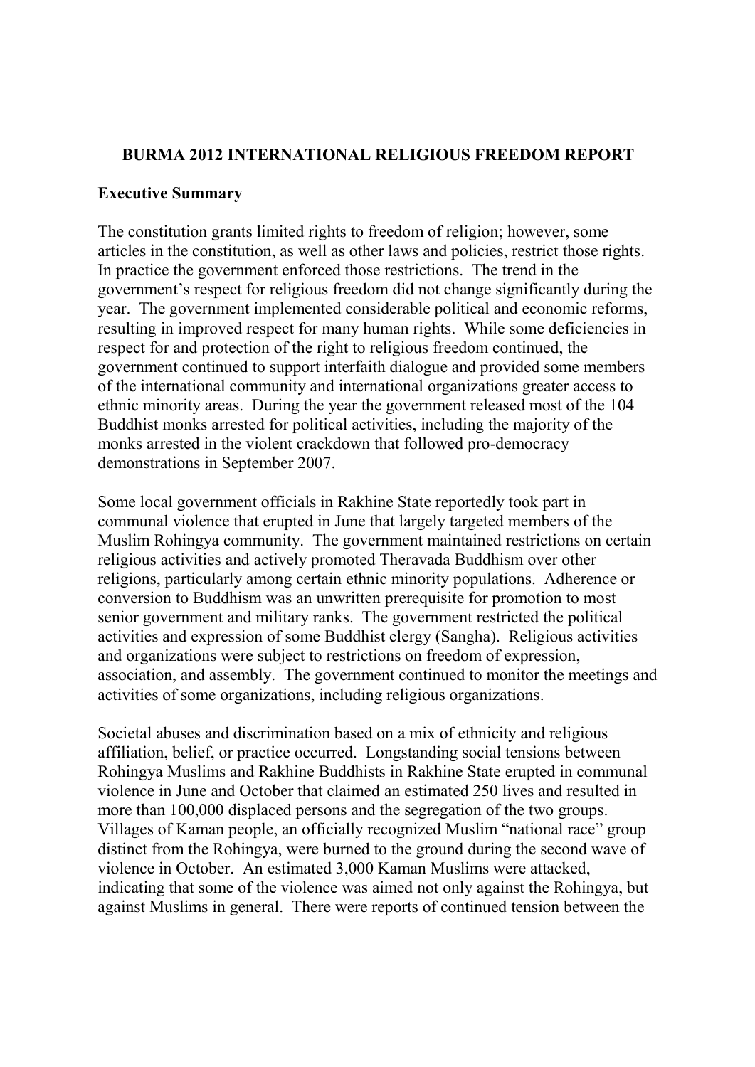# BURMA 2012 INTERNATIONAL RELIGIOUS FREEDOM REPORT

## Executive Summary

The constitution grants limited rights to freedom of religion; however, some articles in the constitution, as well as other laws and policies, restrict those rights. In practice the government enforced those restrictions. The trend in the government's respect for religious freedom did not change significantly during the year. The government implemented considerable political and economic reforms, resulting in improved respect for many human rights. While some deficiencies in respect for and protection of the right to religious freedom continued, the government continued to support interfaith dialogue and provided some members of the international community and international organizations greater access to ethnic minority areas. During the year the government released most of the 104 Buddhist monks arrested for political activities, including the majority of the monks arrested in the violent crackdown that followed pro-democracy demonstrations in September 2007.

Some local government officials in Rakhine State reportedly took part in communal violence that erupted in June that largely targeted members of the Muslim Rohingya community. The government maintained restrictions on certain religious activities and actively promoted Theravada Buddhism over other religions, particularly among certain ethnic minority populations. Adherence or conversion to Buddhism was an unwritten prerequisite for promotion to most senior government and military ranks. The government restricted the political activities and expression of some Buddhist clergy (Sangha). Religious activities and organizations were subject to restrictions on freedom of expression, association, and assembly. The government continued to monitor the meetings and activities of some organizations, including religious organizations.

Societal abuses and discrimination based on a mix of ethnicity and religious affiliation, belief, or practice occurred. Longstanding social tensions between Rohingya Muslims and Rakhine Buddhists in Rakhine State erupted in communal violence in June and October that claimed an estimated 250 lives and resulted in more than 100,000 displaced persons and the segregation of the two groups. Villages of Kaman people, an officially recognized Muslim "national race" group distinct from the Rohingya, were burned to the ground during the second wave of violence in October. An estimated 3,000 Kaman Muslims were attacked, indicating that some of the violence was aimed not only against the Rohingya, but against Muslims in general. There were reports of continued tension between the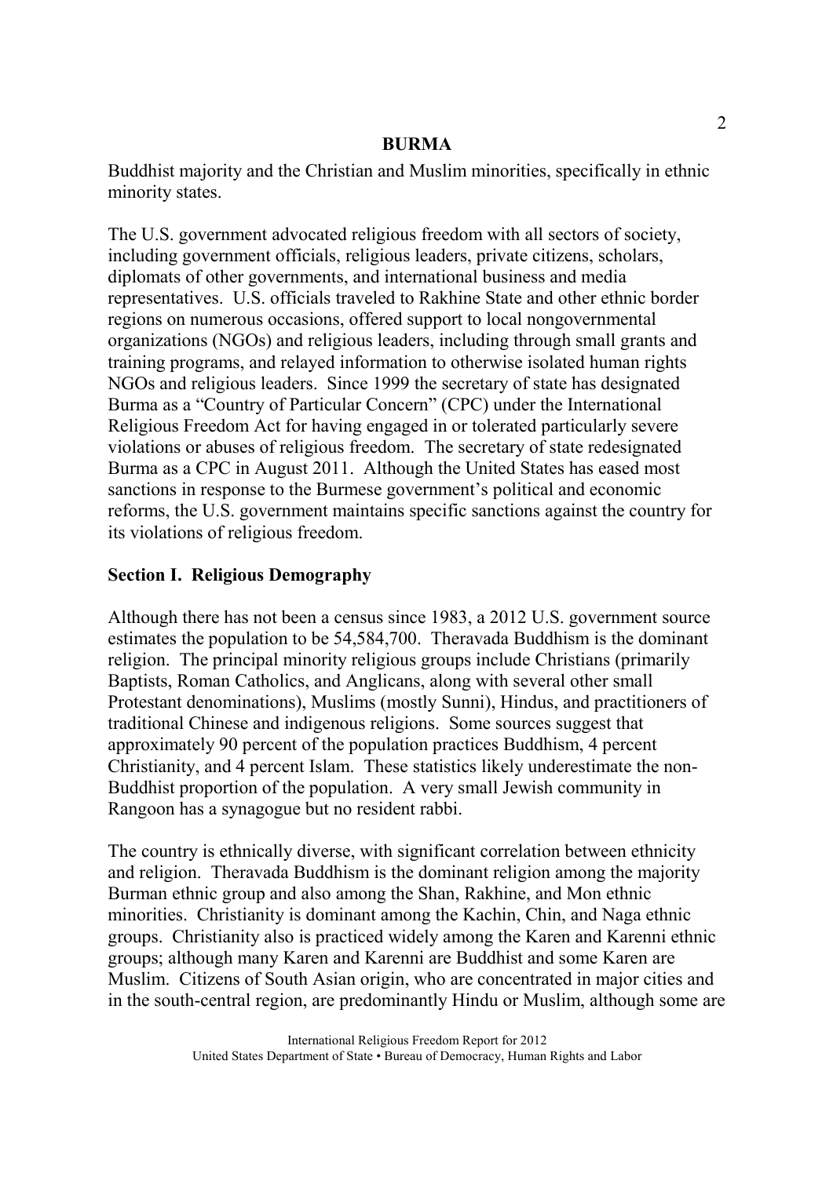Buddhist majority and the Christian and Muslim minorities, specifically in ethnic minority states.

The U.S. government advocated religious freedom with all sectors of society, including government officials, religious leaders, private citizens, scholars, diplomats of other governments, and international business and media representatives. U.S. officials traveled to Rakhine State and other ethnic border regions on numerous occasions, offered support to local nongovernmental organizations (NGOs) and religious leaders, including through small grants and training programs, and relayed information to otherwise isolated human rights NGOs and religious leaders. Since 1999 the secretary of state has designated Burma as a "Country of Particular Concern" (CPC) under the International Religious Freedom Act for having engaged in or tolerated particularly severe violations or abuses of religious freedom. The secretary of state redesignated Burma as a CPC in August 2011. Although the United States has eased most sanctions in response to the Burmese government's political and economic reforms, the U.S. government maintains specific sanctions against the country for its violations of religious freedom.

## Section I. Religious Demography

Although there has not been a census since 1983, a 2012 U.S. government source estimates the population to be 54,584,700. Theravada Buddhism is the dominant religion. The principal minority religious groups include Christians (primarily Baptists, Roman Catholics, and Anglicans, along with several other small Protestant denominations), Muslims (mostly Sunni), Hindus, and practitioners of traditional Chinese and indigenous religions. Some sources suggest that approximately 90 percent of the population practices Buddhism, 4 percent Christianity, and 4 percent Islam. These statistics likely underestimate the non-Buddhist proportion of the population. A very small Jewish community in Rangoon has a synagogue but no resident rabbi.

The country is ethnically diverse, with significant correlation between ethnicity and religion. Theravada Buddhism is the dominant religion among the majority Burman ethnic group and also among the Shan, Rakhine, and Mon ethnic minorities. Christianity is dominant among the Kachin, Chin, and Naga ethnic groups. Christianity also is practiced widely among the Karen and Karenni ethnic groups; although many Karen and Karenni are Buddhist and some Karen are Muslim. Citizens of South Asian origin, who are concentrated in major cities and in the south-central region, are predominantly Hindu or Muslim, although some are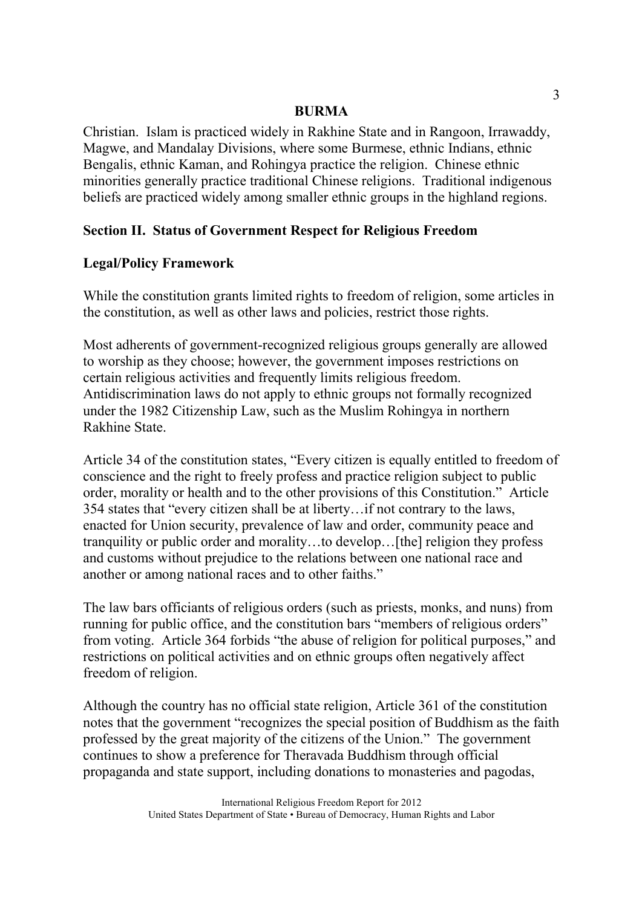Christian. Islam is practiced widely in Rakhine State and in Rangoon, Irrawaddy, Magwe, and Mandalay Divisions, where some Burmese, ethnic Indians, ethnic Bengalis, ethnic Kaman, and Rohingya practice the religion. Chinese ethnic minorities generally practice traditional Chinese religions. Traditional indigenous beliefs are practiced widely among smaller ethnic groups in the highland regions.

## Section II. Status of Government Respect for Religious Freedom

### Legal/Policy Framework

While the constitution grants limited rights to freedom of religion, some articles in the constitution, as well as other laws and policies, restrict those rights.

Most adherents of government-recognized religious groups generally are allowed to worship as they choose; however, the government imposes restrictions on certain religious activities and frequently limits religious freedom. Antidiscrimination laws do not apply to ethnic groups not formally recognized under the 1982 Citizenship Law, such as the Muslim Rohingya in northern Rakhine State.

Article 34 of the constitution states, "Every citizen is equally entitled to freedom of conscience and the right to freely profess and practice religion subject to public order, morality or health and to the other provisions of this Constitution." Article 354 states that "every citizen shall be at liberty…if not contrary to the laws, enacted for Union security, prevalence of law and order, community peace and tranquility or public order and morality…to develop…[the] religion they profess and customs without prejudice to the relations between one national race and another or among national races and to other faiths."

The law bars officiants of religious orders (such as priests, monks, and nuns) from running for public office, and the constitution bars "members of religious orders" from voting. Article 364 forbids "the abuse of religion for political purposes," and restrictions on political activities and on ethnic groups often negatively affect freedom of religion.

Although the country has no official state religion, Article 361 of the constitution notes that the government "recognizes the special position of Buddhism as the faith professed by the great majority of the citizens of the Union." The government continues to show a preference for Theravada Buddhism through official propaganda and state support, including donations to monasteries and pagodas,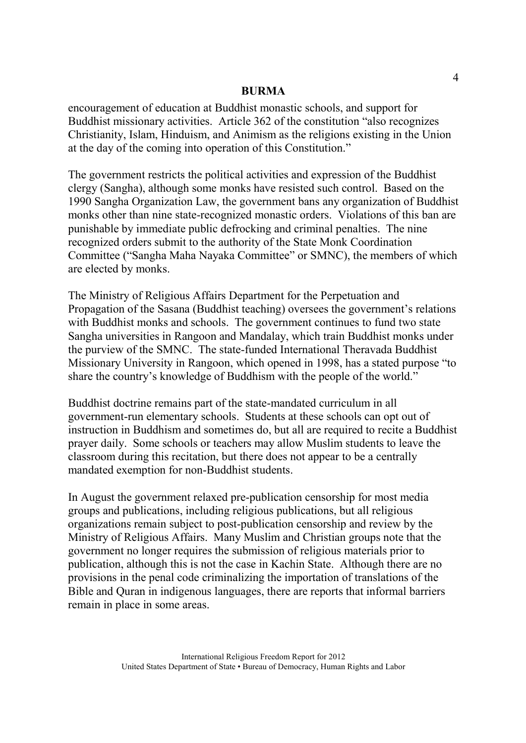encouragement of education at Buddhist monastic schools, and support for Buddhist missionary activities. Article 362 of the constitution "also recognizes Christianity, Islam, Hinduism, and Animism as the religions existing in the Union at the day of the coming into operation of this Constitution."

The government restricts the political activities and expression of the Buddhist clergy (Sangha), although some monks have resisted such control. Based on the 1990 Sangha Organization Law, the government bans any organization of Buddhist monks other than nine state-recognized monastic orders. Violations of this ban are punishable by immediate public defrocking and criminal penalties. The nine recognized orders submit to the authority of the State Monk Coordination Committee ("Sangha Maha Nayaka Committee" or SMNC), the members of which are elected by monks.

The Ministry of Religious Affairs Department for the Perpetuation and Propagation of the Sasana (Buddhist teaching) oversees the government's relations with Buddhist monks and schools. The government continues to fund two state Sangha universities in Rangoon and Mandalay, which train Buddhist monks under the purview of the SMNC. The state-funded International Theravada Buddhist Missionary University in Rangoon, which opened in 1998, has a stated purpose "to share the country's knowledge of Buddhism with the people of the world."

Buddhist doctrine remains part of the state-mandated curriculum in all government-run elementary schools. Students at these schools can opt out of instruction in Buddhism and sometimes do, but all are required to recite a Buddhist prayer daily. Some schools or teachers may allow Muslim students to leave the classroom during this recitation, but there does not appear to be a centrally mandated exemption for non-Buddhist students.

In August the government relaxed pre-publication censorship for most media groups and publications, including religious publications, but all religious organizations remain subject to post-publication censorship and review by the Ministry of Religious Affairs. Many Muslim and Christian groups note that the government no longer requires the submission of religious materials prior to publication, although this is not the case in Kachin State. Although there are no provisions in the penal code criminalizing the importation of translations of the Bible and Quran in indigenous languages, there are reports that informal barriers remain in place in some areas.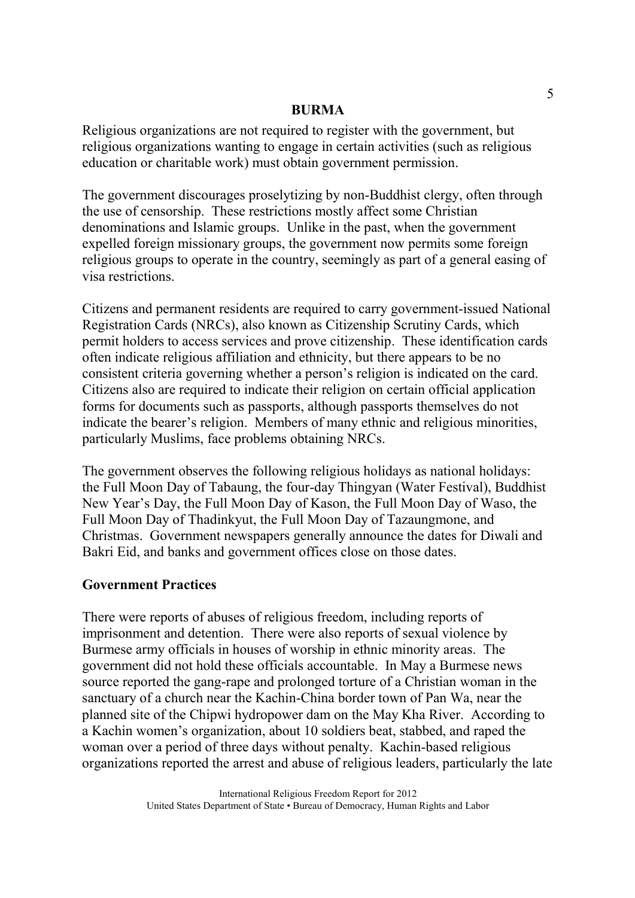Religious organizations are not required to register with the government, but religious organizations wanting to engage in certain activities (such as religious education or charitable work) must obtain government permission.

The government discourages proselytizing by non-Buddhist clergy, often through the use of censorship. These restrictions mostly affect some Christian denominations and Islamic groups. Unlike in the past, when the government expelled foreign missionary groups, the government now permits some foreign religious groups to operate in the country, seemingly as part of a general easing of visa restrictions.

Citizens and permanent residents are required to carry government-issued National Registration Cards (NRCs), also known as Citizenship Scrutiny Cards, which permit holders to access services and prove citizenship. These identification cards often indicate religious affiliation and ethnicity, but there appears to be no consistent criteria governing whether a person's religion is indicated on the card. Citizens also are required to indicate their religion on certain official application forms for documents such as passports, although passports themselves do not indicate the bearer's religion. Members of many ethnic and religious minorities, particularly Muslims, face problems obtaining NRCs.

The government observes the following religious holidays as national holidays: the Full Moon Day of Tabaung, the four-day Thingyan (Water Festival), Buddhist New Year's Day, the Full Moon Day of Kason, the Full Moon Day of Waso, the Full Moon Day of Thadinkyut, the Full Moon Day of Tazaungmone, and Christmas. Government newspapers generally announce the dates for Diwali and Bakri Eid, and banks and government offices close on those dates.

**Government Practices**

There were reports of abuses of religious freedom, including reports of imprisonment and detention. There were also reports of sexual violence by Burmese army officials in houses of worship in ethnic minority areas. The government did not hold these officials accountable. In May a Burmese news source reported the gang-rape and prolonged torture of a Christian woman in the sanctuary of a church near the Kachin-China border town of Pan Wa, near the planned site of the Chipwi hydropower dam on the May Kha River. According to a Kachin women's organization, about 10 soldiers beat, stabbed, and raped the woman over a period of three days without penalty. Kachin-based religious organizations reported the arrest and abuse of religious leaders, particularly the late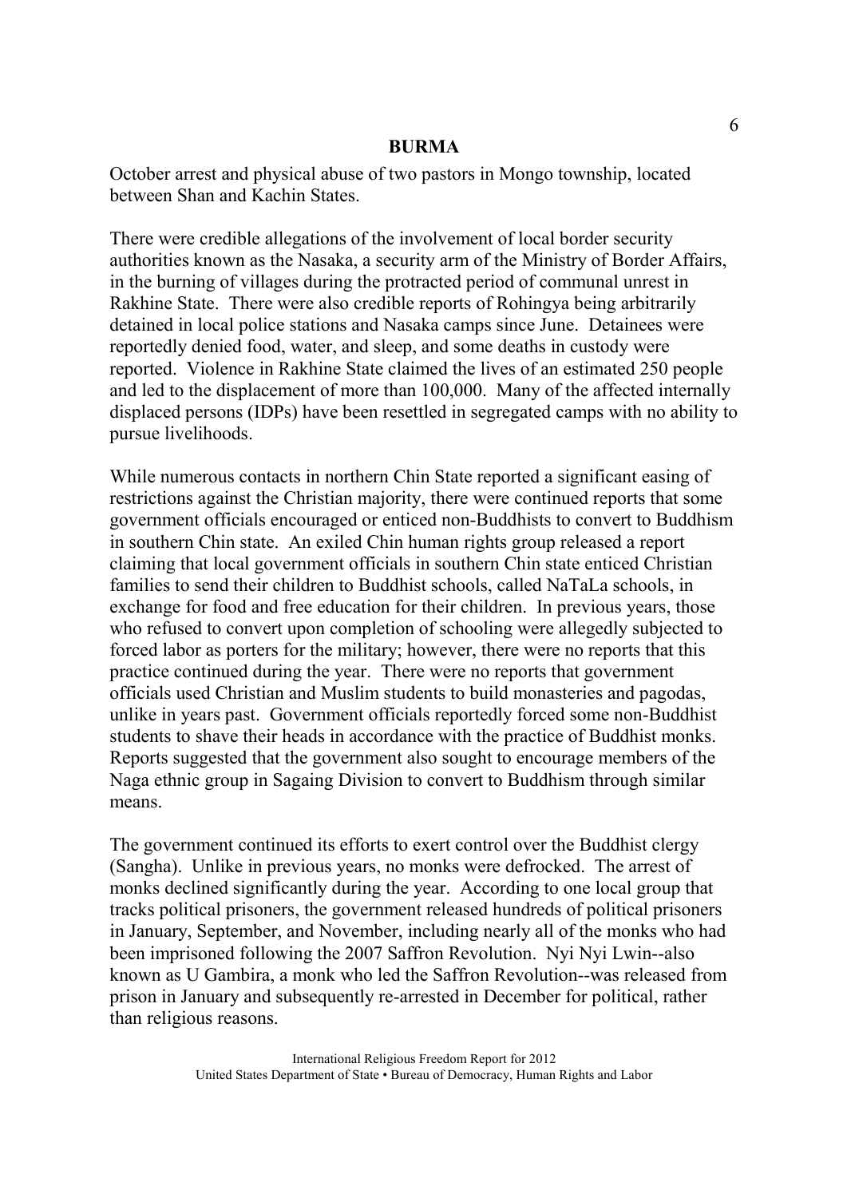October arrest and physical abuse of two pastors in Mongo township, located between Shan and Kachin States.

There were credible allegations of the involvement of local border security authorities known as the Nasaka, a security arm of the Ministry of Border Affairs, in the burning of villages during the protracted period of communal unrest in Rakhine State. There were also credible reports of Rohingya being arbitrarily detained in local police stations and Nasaka camps since June. Detainees were reportedly denied food, water, and sleep, and some deaths in custody were reported. Violence in Rakhine State claimed the lives of an estimated 250 people and led to the displacement of more than 100,000. Many of the affected internally displaced persons (IDPs) have been resettled in segregated camps with no ability to pursue livelihoods.

While numerous contacts in northern Chin State reported a significant easing of restrictions against the Christian majority, there were continued reports that some government officials encouraged or enticed non-Buddhists to convert to Buddhism in southern Chin state. An exiled Chin human rights group released a report claiming that local government officials in southern Chin state enticed Christian families to send their children to Buddhist schools, called NaTaLa schools, in exchange for food and free education for their children. In previous years, those who refused to convert upon completion of schooling were allegedly subjected to forced labor as porters for the military; however, there were no reports that this practice continued during the year. There were no reports that government officials used Christian and Muslim students to build monasteries and pagodas, unlike in years past. Government officials reportedly forced some non-Buddhist students to shave their heads in accordance with the practice of Buddhist monks. Reports suggested that the government also sought to encourage members of the Naga ethnic group in Sagaing Division to convert to Buddhism through similar means.

The government continued its efforts to exert control over the Buddhist clergy (Sangha). Unlike in previous years, no monks were defrocked. The arrest of monks declined significantly during the year. According to one local group that tracks political prisoners, the government released hundreds of political prisoners in January, September, and November, including nearly all of the monks who had been imprisoned following the 2007 Saffron Revolution. Nyi Nyi Lwin--also known as U Gambira, a monk who led the Saffron Revolution--was released from prison in January and subsequently re-arrested in December for political, rather than religious reasons.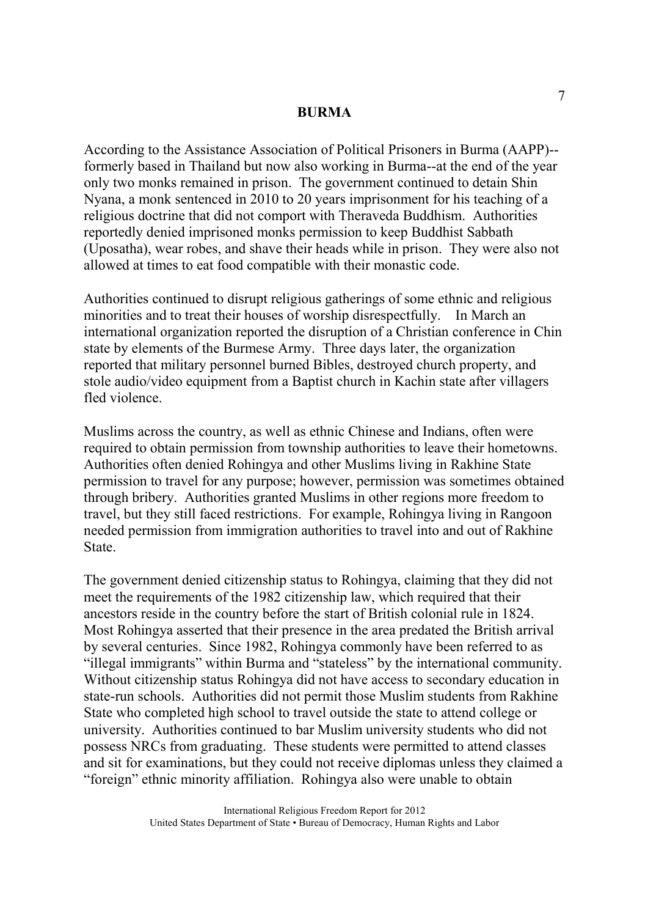## BURMA

According to the Assistance Association of Political Prisoners in Burma (AAPP)--formerly based in Thailand but now also working in Burma--at the end of the year only two monks remained in prison. The government continued to detain Shin Nyana, a monk sentenced in 2010 to 20 years imprisonment for his teaching of a religious doctrine that did not comport with Theraveda Buddhism. Authorities reportedly denied imprisoned monks permission to keep Buddhist Sabbath (Uposatha), wear robes, and shave their heads while in prison. They were also not allowed at times to eat food compatible with their monastic code.

Authorities continued to disrupt religious gatherings of some ethnic and religious minorities and to treat their houses of worship disrespectfully. In March an international organization reported the disruption of a Christian conference in Chin state by elements of the Burmese Army. Three days later, the organization reported that military personnel burned Bibles, destroyed church property, and stole audio/video equipment from a Baptist church in Kachin state after villagers fled violence.

Muslims across the country, as well as ethnic Chinese and Indians, often were required to obtain permission from township authorities to leave their hometowns. Authorities often denied Rohingya and other Muslims living in Rakhine State permission to travel for any purpose; however, permission was sometimes obtained through bribery. Authorities granted Muslims in other regions more freedom to travel, but they still faced restrictions. For example, Rohingya living in Rangoon needed permission from immigration authorities to travel into and out of Rakhine State.

The government denied citizenship status to Rohingya, claiming that they did not meet the requirements of the 1982 citizenship law, which required that their ancestors reside in the country before the start of British colonial rule in 1824. Most Rohingya asserted that their presence in the area predated the British arrival by several centuries. Since 1982, Rohingya commonly have been referred to as "illegal immigrants" within Burma and "stateless" by the international community. Without citizenship status Rohingya did not have access to secondary education in state-run schools. Authorities did not permit those Muslim students from Rakhine State who completed high school to travel outside the state to attend college or university. Authorities continued to bar Muslim university students who did not possess NRCs from graduating. These students were permitted to attend classes and sit for examinations, but they could not receive diplomas unless they claimed a "foreign" ethnic minority affiliation. Rohingya also were unable to obtain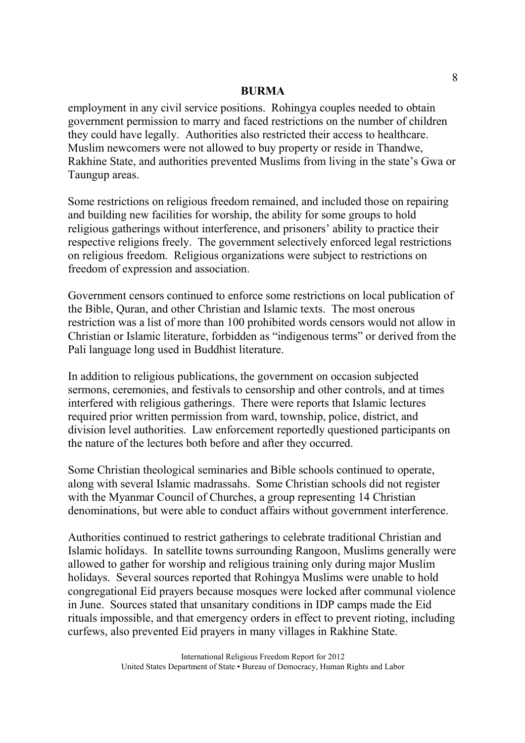employment in any civil service positions. Rohingya couples needed to obtain government permission to marry and faced restrictions on the number of children they could have legally. Authorities also restricted their access to healthcare. Muslim newcomers were not allowed to buy property or reside in Thandwe, Rakhine State, and authorities prevented Muslims from living in the state's Gwa or Taungup areas.

Some restrictions on religious freedom remained, and included those on repairing and building new facilities for worship, the ability for some groups to hold religious gatherings without interference, and prisoners' ability to practice their respective religions freely. The government selectively enforced legal restrictions on religious freedom. Religious organizations were subject to restrictions on freedom of expression and association.

Government censors continued to enforce some restrictions on local publication of the Bible, Quran, and other Christian and Islamic texts. The most onerous restriction was a list of more than 100 prohibited words censors would not allow in Christian or Islamic literature, forbidden as "indigenous terms" or derived from the Pali language long used in Buddhist literature.

In addition to religious publications, the government on occasion subjected sermons, ceremonies, and festivals to censorship and other controls, and at times interfered with religious gatherings. There were reports that Islamic lectures required prior written permission from ward, township, police, district, and division level authorities. Law enforcement reportedly questioned participants on the nature of the lectures both before and after they occurred.

Some Christian theological seminaries and Bible schools continued to operate, along with several Islamic madrassahs. Some Christian schools did not register with the Myanmar Council of Churches, a group representing 14 Christian denominations, but were able to conduct affairs without government interference.

Authorities continued to restrict gatherings to celebrate traditional Christian and Islamic holidays. In satellite towns surrounding Rangoon, Muslims generally were allowed to gather for worship and religious training only during major Muslim holidays. Several sources reported that Rohingya Muslims were unable to hold congregational Eid prayers because mosques were locked after communal violence in June. Sources stated that unsanitary conditions in IDP camps made the Eid rituals impossible, and that emergency orders in effect to prevent rioting, including curfews, also prevented Eid prayers in many villages in Rakhine State.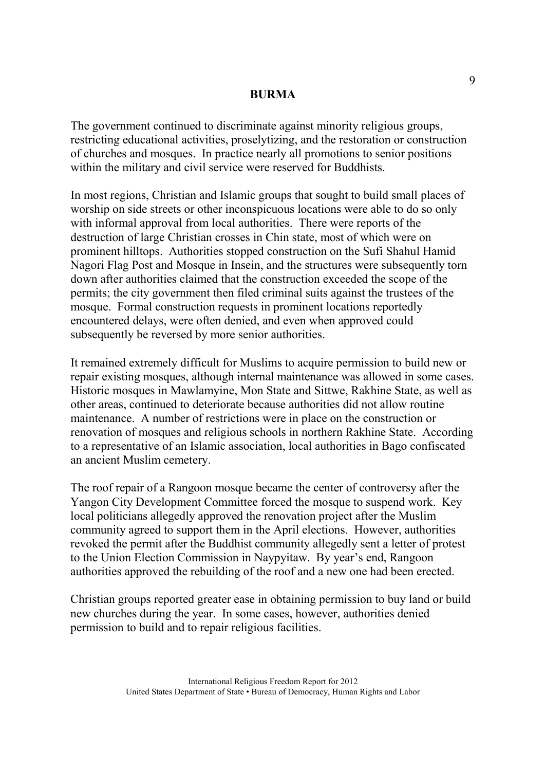## BURMA

The government continued to discriminate against minority religious groups, restricting educational activities, proselytizing, and the restoration or construction of churches and mosques. In practice nearly all promotions to senior positions within the military and civil service were reserved for Buddhists.

In most regions, Christian and Islamic groups that sought to build small places of worship on side streets or other inconspicuous locations were able to do so only with informal approval from local authorities. There were reports of the destruction of large Christian crosses in Chin state, most of which were on prominent hilltops. Authorities stopped construction on the Sufi Shahul Hamid Nagori Flag Post and Mosque in Insein, and the structures were subsequently torn down after authorities claimed that the construction exceeded the scope of the permits; the city government then filed criminal suits against the trustees of the mosque. Formal construction requests in prominent locations reportedly encountered delays, were often denied, and even when approved could subsequently be reversed by more senior authorities.

It remained extremely difficult for Muslims to acquire permission to build new or repair existing mosques, although internal maintenance was allowed in some cases. Historic mosques in Mawlamyine, Mon State and Sittwe, Rakhine State, as well as other areas, continued to deteriorate because authorities did not allow routine maintenance. A number of restrictions were in place on the construction or renovation of mosques and religious schools in northern Rakhine State. According to a representative of an Islamic association, local authorities in Bago confiscated an ancient Muslim cemetery.

The roof repair of a Rangoon mosque became the center of controversy after the Yangon City Development Committee forced the mosque to suspend work. Key local politicians allegedly approved the renovation project after the Muslim community agreed to support them in the April elections. However, authorities revoked the permit after the Buddhist community allegedly sent a letter of protest to the Union Election Commission in Naypyitaw. By year's end, Rangoon authorities approved the rebuilding of the roof and a new one had been erected.

Christian groups reported greater ease in obtaining permission to buy land or build new churches during the year. In some cases, however, authorities denied permission to build and to repair religious facilities.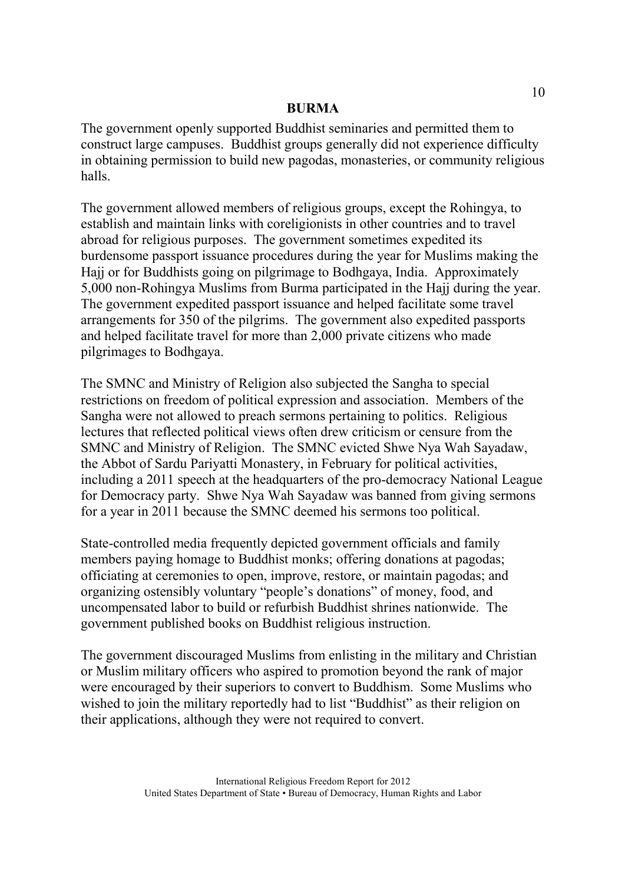The government openly supported Buddhist seminaries and permitted them to construct large campuses. Buddhist groups generally did not experience difficulty in obtaining permission to build new pagodas, monasteries, or community religious halls.

The government allowed members of religious groups, except the Rohingya, to establish and maintain links with coreligionists in other countries and to travel abroad for religious purposes. The government sometimes expedited its burdensome passport issuance procedures during the year for Muslims making the Hajj or for Buddhists going on pilgrimage to Bodhgaya, India. Approximately 5,000 non-Rohingya Muslims from Burma participated in the Hajj during the year. The government expedited passport issuance and helped facilitate some travel arrangements for 350 of the pilgrims. The government also expedited passports and helped facilitate travel for more than 2,000 private citizens who made pilgrimages to Bodhgaya.

The SMNC and Ministry of Religion also subjected the Sangha to special restrictions on freedom of political expression and association. Members of the Sangha were not allowed to preach sermons pertaining to politics. Religious lectures that reflected political views often drew criticism or censure from the SMNC and Ministry of Religion. The SMNC evicted Shwe Nya Wah Sayadaw, the Abbot of Sardu Pariyatti Monastery, in February for political activities, including a 2011 speech at the headquarters of the pro-democracy National League for Democracy party. Shwe Nya Wah Sayadaw was banned from giving sermons for a year in 2011 because the SMNC deemed his sermons too political.

State-controlled media frequently depicted government officials and family members paying homage to Buddhist monks; offering donations at pagodas; officiating at ceremonies to open, improve, restore, or maintain pagodas; and organizing ostensibly voluntary "people's donations" of money, food, and uncompensated labor to build or refurbish Buddhist shrines nationwide. The government published books on Buddhist religious instruction.

The government discouraged Muslims from enlisting in the military and Christian or Muslim military officers who aspired to promotion beyond the rank of major were encouraged by their superiors to convert to Buddhism. Some Muslims who wished to join the military reportedly had to list "Buddhist" as their religion on their applications, although they were not required to convert.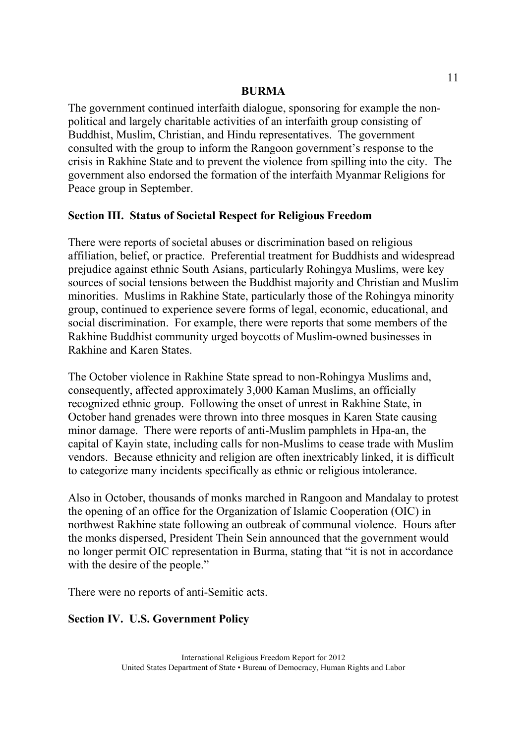The government continued interfaith dialogue, sponsoring for example the non-political and largely charitable activities of an interfaith group consisting of Buddhist, Muslim, Christian, and Hindu representatives. The government consulted with the group to inform the Rangoon government's response to the crisis in Rakhine State and to prevent the violence from spilling into the city. The government also endorsed the formation of the interfaith Myanmar Religions for Peace group in September.

## Section III. Status of Societal Respect for Religious Freedom

There were reports of societal abuses or discrimination based on religious affiliation, belief, or practice. Preferential treatment for Buddhists and widespread prejudice against ethnic South Asians, particularly Rohingya Muslims, were key sources of social tensions between the Buddhist majority and Christian and Muslim minorities. Muslims in Rakhine State, particularly those of the Rohingya minority group, continued to experience severe forms of legal, economic, educational, and social discrimination. For example, there were reports that some members of the Rakhine Buddhist community urged boycotts of Muslim-owned businesses in Rakhine and Karen States.

The October violence in Rakhine State spread to non-Rohingya Muslims and, consequently, affected approximately 3,000 Kaman Muslims, an officially recognized ethnic group. Following the onset of unrest in Rakhine State, in October hand grenades were thrown into three mosques in Karen State causing minor damage. There were reports of anti-Muslim pamphlets in Hpa-an, the capital of Kayin state, including calls for non-Muslims to cease trade with Muslim vendors. Because ethnicity and religion are often inextricably linked, it is difficult to categorize many incidents specifically as ethnic or religious intolerance.

Also in October, thousands of monks marched in Rangoon and Mandalay to protest the opening of an office for the Organization of Islamic Cooperation (OIC) in northwest Rakhine state following an outbreak of communal violence. Hours after the monks dispersed, President Thein Sein announced that the government would no longer permit OIC representation in Burma, stating that "it is not in accordance with the desire of the people."

There were no reports of anti-Semitic acts.

## Section IV. U.S. Government Policy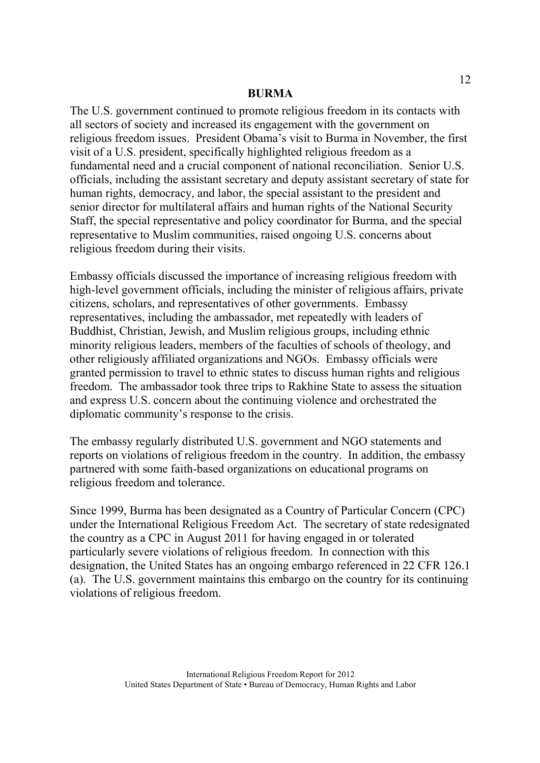## BURMA

The U.S. government continued to promote religious freedom in its contacts with all sectors of society and increased its engagement with the government on religious freedom issues. President Obama's visit to Burma in November, the first visit of a U.S. president, specifically highlighted religious freedom as a fundamental need and a crucial component of national reconciliation. Senior U.S. officials, including the assistant secretary and deputy assistant secretary of state for human rights, democracy, and labor, the special assistant to the president and senior director for multilateral affairs and human rights of the National Security Staff, the special representative and policy coordinator for Burma, and the special representative to Muslim communities, raised ongoing U.S. concerns about religious freedom during their visits.

Embassy officials discussed the importance of increasing religious freedom with high-level government officials, including the minister of religious affairs, private citizens, scholars, and representatives of other governments. Embassy representatives, including the ambassador, met repeatedly with leaders of Buddhist, Christian, Jewish, and Muslim religious groups, including ethnic minority religious leaders, members of the faculties of schools of theology, and other religiously affiliated organizations and NGOs. Embassy officials were granted permission to travel to ethnic states to discuss human rights and religious freedom. The ambassador took three trips to Rakhine State to assess the situation and express U.S. concern about the continuing violence and orchestrated the diplomatic community's response to the crisis.

The embassy regularly distributed U.S. government and NGO statements and reports on violations of religious freedom in the country. In addition, the embassy partnered with some faith-based organizations on educational programs on religious freedom and tolerance.

Since 1999, Burma has been designated as a Country of Particular Concern (CPC) under the International Religious Freedom Act. The secretary of state redesignated the country as a CPC in August 2011 for having engaged in or tolerated particularly severe violations of religious freedom. In connection with this designation, the United States has an ongoing embargo referenced in 22 CFR 126.1 (a). The U.S. government maintains this embargo on the country for its continuing violations of religious freedom.